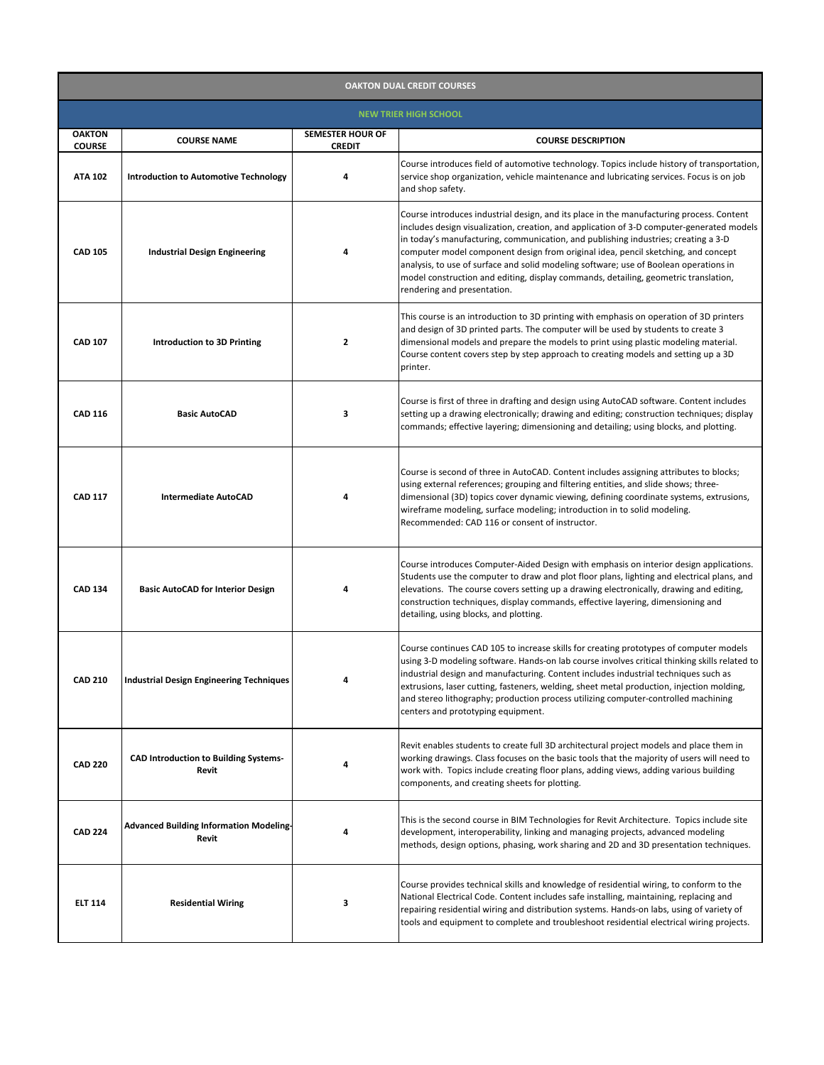# OAKTON DUAL CREDIT COURSES

## NEW TRIER HIGH SCHOOL

| OAKTON COURSE | COURSE NAME | SEMESTER HOUR OF CREDIT | COURSE DESCRIPTION |
|---|---|---|---|
| ATA 102 | Introduction to Automotive Technology | 4 | Course introduces field of automotive technology. Topics include history of transportation, service shop organization, vehicle maintenance and lubricating services. Focus is on job and shop safety. |
| CAD 105 | Industrial Design Engineering | 4 | Course introduces industrial design, and its place in the manufacturing process. Content includes design visualization, creation, and application of 3-D computer-generated models in today's manufacturing, communication, and publishing industries; creating a 3-D computer model component design from original idea, pencil sketching, and concept analysis, to use of surface and solid modeling software; use of Boolean operations in model construction and editing, display commands, detailing, geometric translation, rendering and presentation. |
| CAD 107 | Introduction to 3D Printing | 2 | This course is an introduction to 3D printing with emphasis on operation of 3D printers and design of 3D printed parts. The computer will be used by students to create 3 dimensional models and prepare the models to print using plastic modeling material. Course content covers step by step approach to creating models and setting up a 3D printer. |
| CAD 116 | Basic AutoCAD | 3 | Course is first of three in drafting and design using AutoCAD software. Content includes setting up a drawing electronically; drawing and editing; construction techniques; display commands; effective layering; dimensioning and detailing; using blocks, and plotting. |
| CAD 117 | Intermediate AutoCAD | 4 | Course is second of three in AutoCAD. Content includes assigning attributes to blocks; using external references; grouping and filtering entities, and slide shows; three-dimensional (3D) topics cover dynamic viewing, defining coordinate systems, extrusions, wireframe modeling, surface modeling; introduction in to solid modeling. Recommended: CAD 116 or consent of instructor. |
| CAD 134 | Basic AutoCAD for Interior Design | 4 | Course introduces Computer-Aided Design with emphasis on interior design applications. Students use the computer to draw and plot floor plans, lighting and electrical plans, and elevations. The course covers setting up a drawing electronically, drawing and editing, construction techniques, display commands, effective layering, dimensioning and detailing, using blocks, and plotting. |
| CAD 210 | Industrial Design Engineering Techniques | 4 | Course continues CAD 105 to increase skills for creating prototypes of computer models using 3-D modeling software. Hands-on lab course involves critical thinking skills related to industrial design and manufacturing. Content includes industrial techniques such as extrusions, laser cutting, fasteners, welding, sheet metal production, injection molding, and stereo lithography; production process utilizing computer-controlled machining centers and prototyping equipment. |
| CAD 220 | CAD Introduction to Building Systems-Revit | 4 | Revit enables students to create full 3D architectural project models and place them in working drawings. Class focuses on the basic tools that the majority of users will need to work with. Topics include creating floor plans, adding views, adding various building components, and creating sheets for plotting. |
| CAD 224 | Advanced Building Information Modeling-Revit | 4 | This is the second course in BIM Technologies for Revit Architecture. Topics include site development, interoperability, linking and managing projects, advanced modeling methods, design options, phasing, work sharing and 2D and 3D presentation techniques. |
| ELT 114 | Residential Wiring | 3 | Course provides technical skills and knowledge of residential wiring, to conform to the National Electrical Code. Content includes safe installing, maintaining, replacing and repairing residential wiring and distribution systems. Hands-on labs, using of variety of tools and equipment to complete and troubleshoot residential electrical wiring projects. |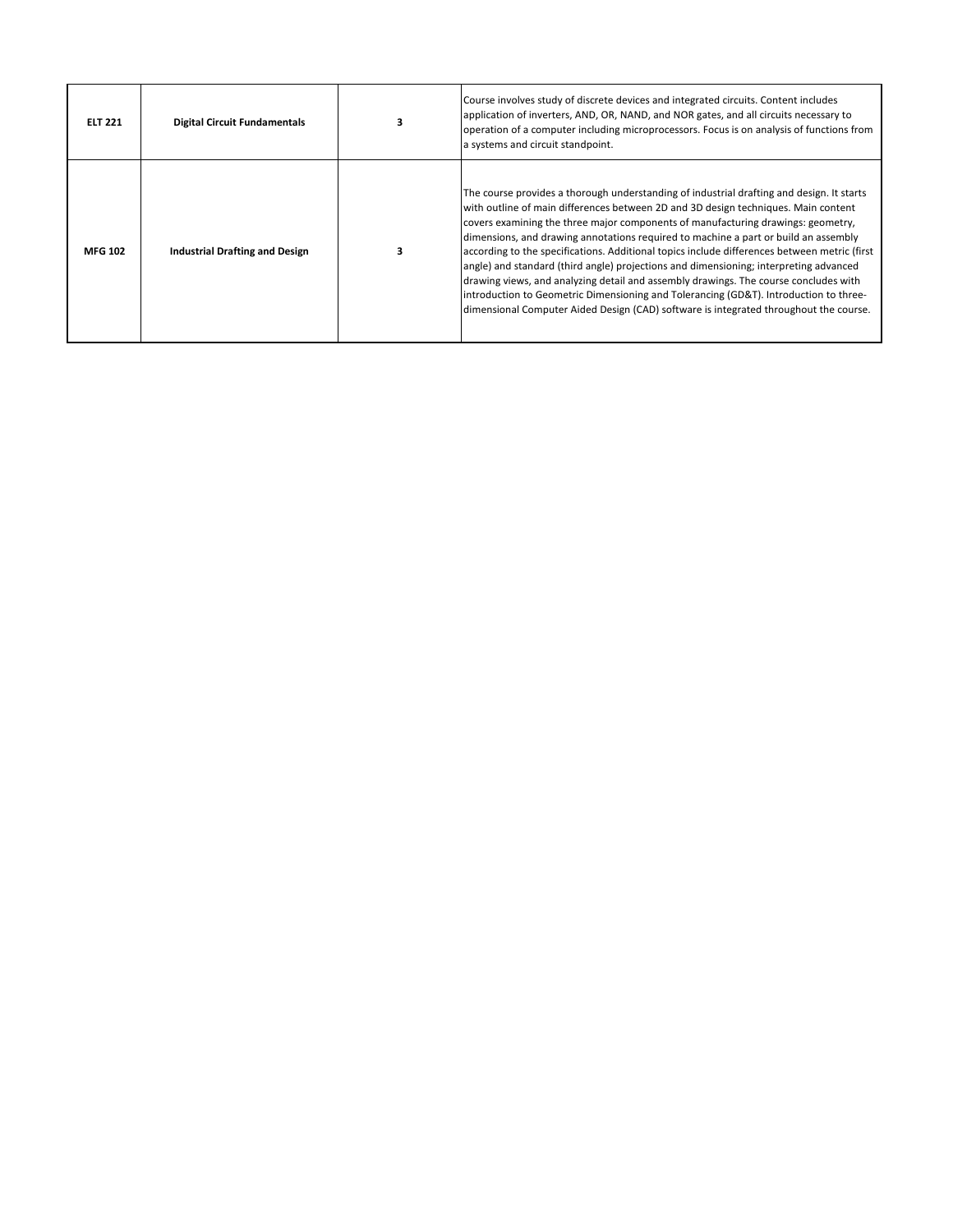| | | | |
|---|---|---|---|
| **ELT 221** | **Digital Circuit Fundamentals** | **3** | Course involves study of discrete devices and integrated circuits. Content includes application of inverters, AND, OR, NAND, and NOR gates, and all circuits necessary to operation of a computer including microprocessors. Focus is on analysis of functions from a systems and circuit standpoint. |
| **MFG 102** | **Industrial Drafting and Design** | **3** | The course provides a thorough understanding of industrial drafting and design. It starts with outline of main differences between 2D and 3D design techniques. Main content covers examining the three major components of manufacturing drawings: geometry, dimensions, and drawing annotations required to machine a part or build an assembly according to the specifications. Additional topics include differences between metric (first angle) and standard (third angle) projections and dimensioning; interpreting advanced drawing views, and analyzing detail and assembly drawings. The course concludes with introduction to Geometric Dimensioning and Tolerancing (GD&T). Introduction to three-dimensional Computer Aided Design (CAD) software is integrated throughout the course. |